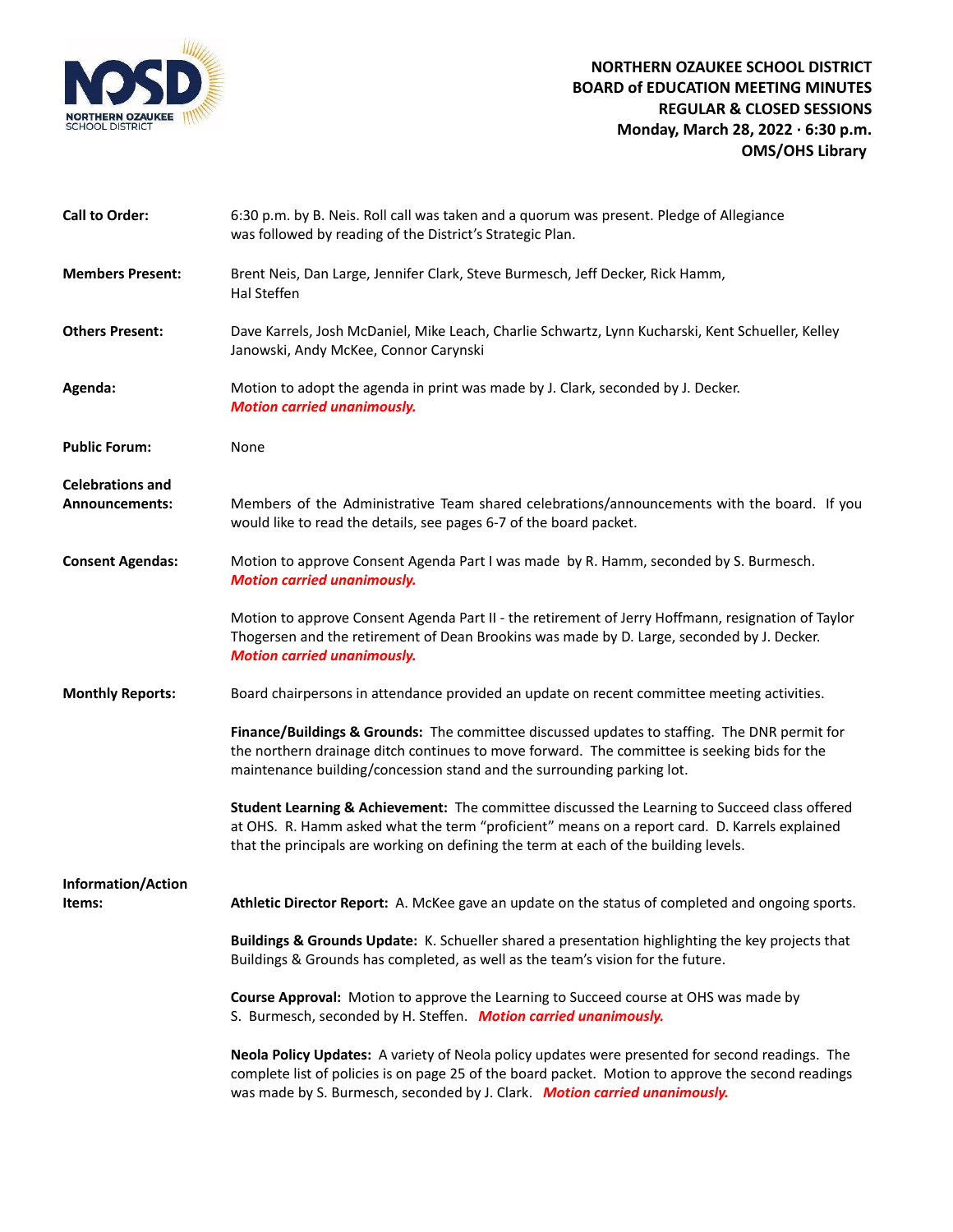# NORTHERN OZAUKEE SCHOOL DISTRICT
## BOARD of EDUCATION MEETING MINUTES
## REGULAR & CLOSED SESSIONS
**Monday, March 28, 2022 · 6:30 p.m.**
**OMS/OHS Library**

**Call to Order:** 6:30 p.m. by B. Neis. Roll call was taken and a quorum was present. Pledge of Allegiance was followed by reading of the District's Strategic Plan.

**Members Present:** Brent Neis, Dan Large, Jennifer Clark, Steve Burmesch, Jeff Decker, Rick Hamm, Hal Steffen

**Others Present:** Dave Karrels, Josh McDaniel, Mike Leach, Charlie Schwartz, Lynn Kucharski, Kent Schueller, Kelley Janowski, Andy McKee, Connor Carynski

**Agenda:** Motion to adopt the agenda in print was made by J. Clark, seconded by J. Decker. ***Motion carried unanimously.***

**Public Forum:** None

**Celebrations and Announcements:** Members of the Administrative Team shared celebrations/announcements with the board. If you would like to read the details, see pages 6-7 of the board packet.

**Consent Agendas:** Motion to approve Consent Agenda Part I was made by R. Hamm, seconded by S. Burmesch. ***Motion carried unanimously.***

Motion to approve Consent Agenda Part II - the retirement of Jerry Hoffmann, resignation of Taylor Thogersen and the retirement of Dean Brookins was made by D. Large, seconded by J. Decker. ***Motion carried unanimously.***

**Monthly Reports:** Board chairpersons in attendance provided an update on recent committee meeting activities.

**Finance/Buildings & Grounds:** The committee discussed updates to staffing. The DNR permit for the northern drainage ditch continues to move forward. The committee is seeking bids for the maintenance building/concession stand and the surrounding parking lot.

**Student Learning & Achievement:** The committee discussed the Learning to Succeed class offered at OHS. R. Hamm asked what the term "proficient" means on a report card. D. Karrels explained that the principals are working on defining the term at each of the building levels.

**Information/Action Items:**

**Athletic Director Report:** A. McKee gave an update on the status of completed and ongoing sports.

**Buildings & Grounds Update:** K. Schueller shared a presentation highlighting the key projects that Buildings & Grounds has completed, as well as the team's vision for the future.

**Course Approval:** Motion to approve the Learning to Succeed course at OHS was made by S. Burmesch, seconded by H. Steffen. ***Motion carried unanimously.***

**Neola Policy Updates:** A variety of Neola policy updates were presented for second readings. The complete list of policies is on page 25 of the board packet. Motion to approve the second readings was made by S. Burmesch, seconded by J. Clark. ***Motion carried unanimously.***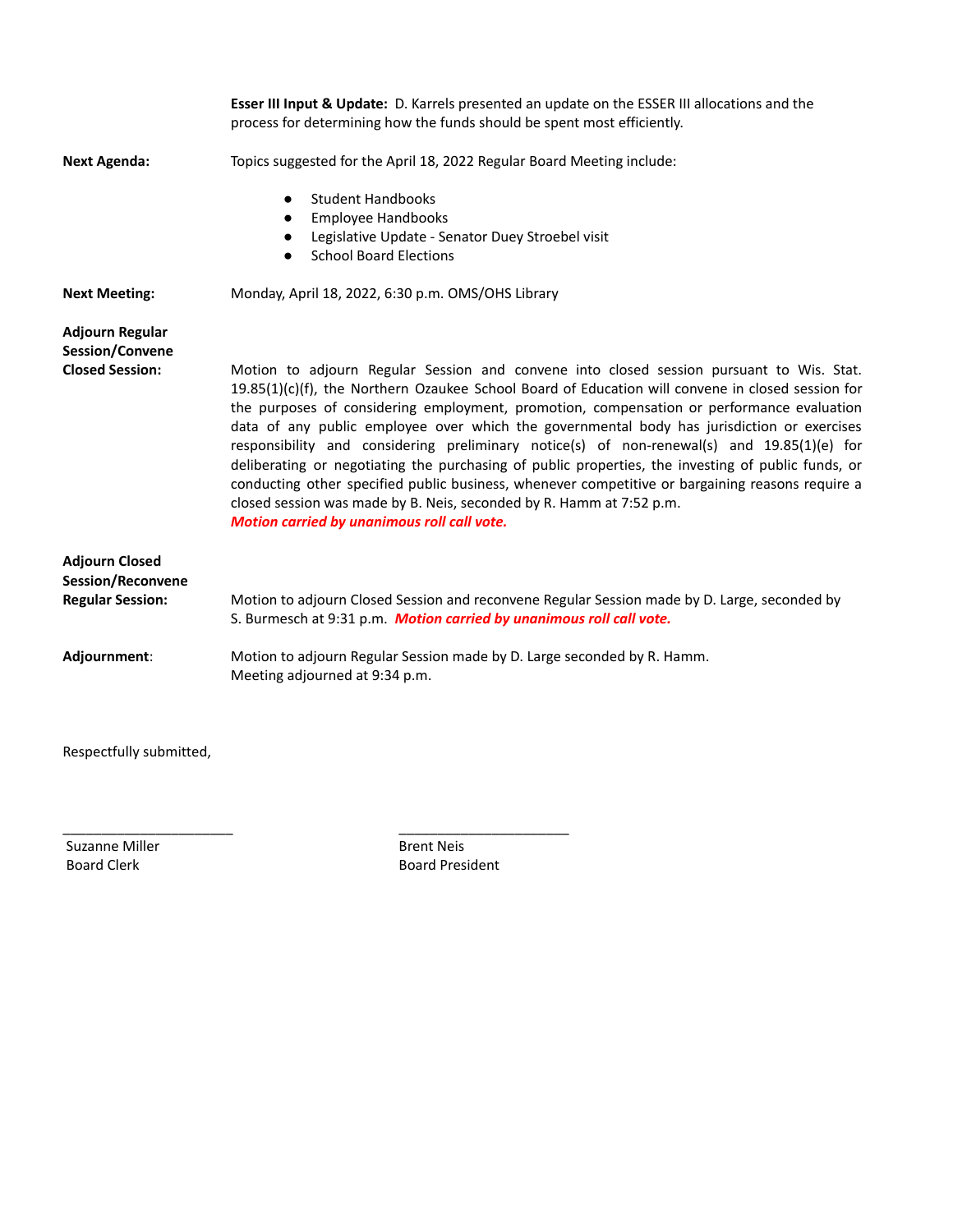**Esser III Input & Update:** D. Karrels presented an update on the ESSER III allocations and the process for determining how the funds should be spent most efficiently.

**Next Agenda:** Topics suggested for the April 18, 2022 Regular Board Meeting include:

- Student Handbooks
- Employee Handbooks
- Legislative Update - Senator Duey Stroebel visit
- School Board Elections

**Next Meeting:** Monday, April 18, 2022, 6:30 p.m. OMS/OHS Library

**Adjourn Regular Session/Convene Closed Session:** Motion to adjourn Regular Session and convene into closed session pursuant to Wis. Stat. 19.85(1)(c)(f), the Northern Ozaukee School Board of Education will convene in closed session for the purposes of considering employment, promotion, compensation or performance evaluation data of any public employee over which the governmental body has jurisdiction or exercises responsibility and considering preliminary notice(s) of non-renewal(s) and 19.85(1)(e) for deliberating or negotiating the purchasing of public properties, the investing of public funds, or conducting other specified public business, whenever competitive or bargaining reasons require a closed session was made by B. Neis, seconded by R. Hamm at 7:52 p.m.
***Motion carried by unanimous roll call vote.***

**Adjourn Closed Session/Reconvene Regular Session:** Motion to adjourn Closed Session and reconvene Regular Session made by D. Large, seconded by S. Burmesch at 9:31 p.m. ***Motion carried by unanimous roll call vote.***

**Adjournment**: Motion to adjourn Regular Session made by D. Large seconded by R. Hamm.
Meeting adjourned at 9:34 p.m.

Respectfully submitted,

______________________ ______________________

Suzanne Miller
Board Clerk

Brent Neis
Board President